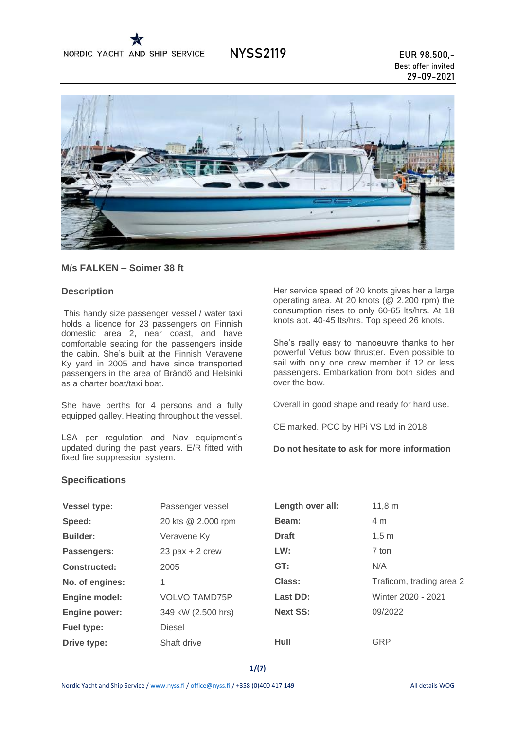NORDIC YACHT AND SHIP SERVICE

# NYSS2119

**EUR 98.500,-**
**Best offer invited**
**29-09-2021**

## M/s FALKEN – Soimer 38 ft

### Description

This handy size passenger vessel / water taxi holds a licence for 23 passengers on Finnish domestic area 2, near coast, and have comfortable seating for the passengers inside the cabin. She's built at the Finnish Veravene Ky yard in 2005 and have since transported passengers in the area of Brändö and Helsinki as a charter boat/taxi boat.

She have berths for 4 persons and a fully equipped galley. Heating throughout the vessel.

LSA per regulation and Nav equipment's updated during the past years. E/R fitted with fixed fire suppression system.

Her service speed of 20 knots gives her a large operating area. At 20 knots (@ 2.200 rpm) the consumption rises to only 60-65 lts/hrs. At 18 knots abt. 40-45 lts/hrs. Top speed 26 knots.

She's really easy to manoeuvre thanks to her powerful Vetus bow thruster. Even possible to sail with only one crew member if 12 or less passengers. Embarkation from both sides and over the bow.

Overall in good shape and ready for hard use.

CE marked. PCC by HPi VS Ltd in 2018

**Do not hesitate to ask for more information**

### Specifications

| | | | |
|---|---|---|---|
| **Vessel type:** | Passenger vessel | **Length over all:** | 11,8 m |
| **Speed:** | 20 kts @ 2.000 rpm | **Beam:** | 4 m |
| **Builder:** | Veravene Ky | **Draft** | 1,5 m |
| **Passengers:** | 23 pax + 2 crew | **LW:** | 7 ton |
| **Constructed:** | 2005 | **GT:** | N/A |
| **No. of engines:** | 1 | **Class:** | Traficom, trading area 2 |
| **Engine model:** | VOLVO TAMD75P | **Last DD:** | Winter 2020 - 2021 |
| **Engine power:** | 349 kW (2.500 hrs) | **Next SS:** | 09/2022 |
| **Fuel type:** | Diesel | | |
| **Drive type:** | Shaft drive | **Hull** | GRP |

Nordic Yacht and Ship Service / www.nyss.fi / office@nyss.fi / +358 (0)400 417 149 — All details WOG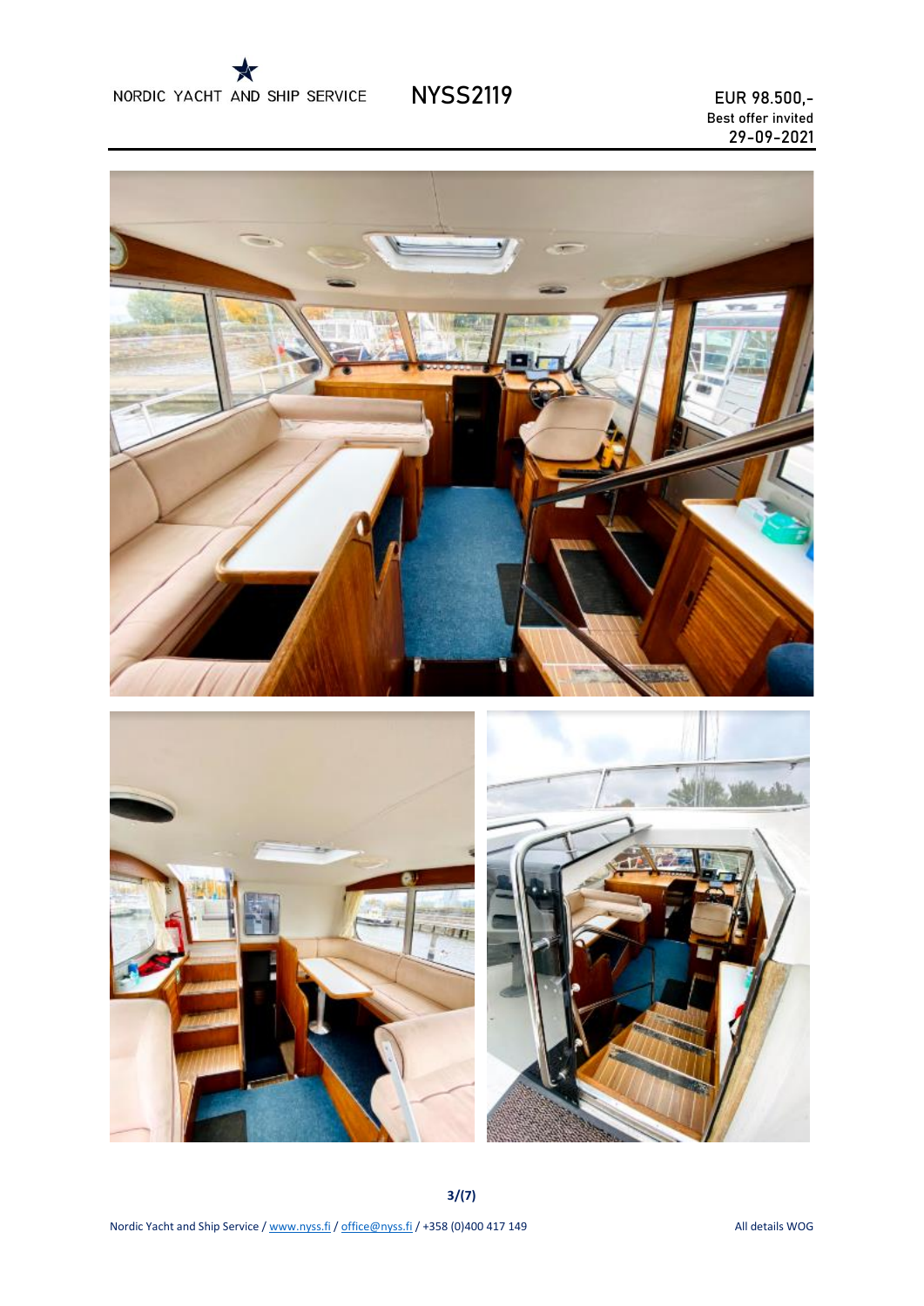NORDIC YACHT AND SHIP SERVICE

**NYSS2119**

EUR 98.500,-
Best offer invited
29-09-2021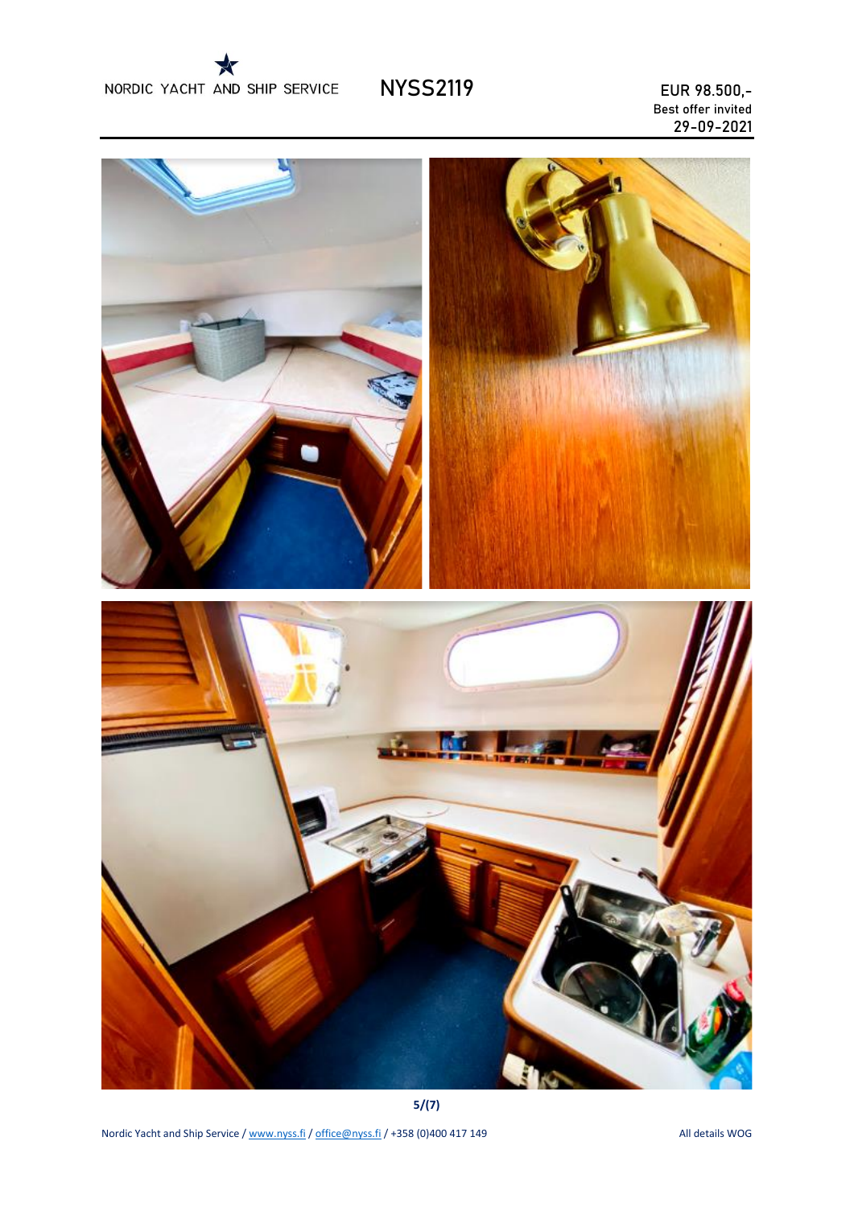NORDIC YACHT AND SHIP SERVICE

# NYSS2119

EUR 98.500,-
Best offer invited
29-09-2021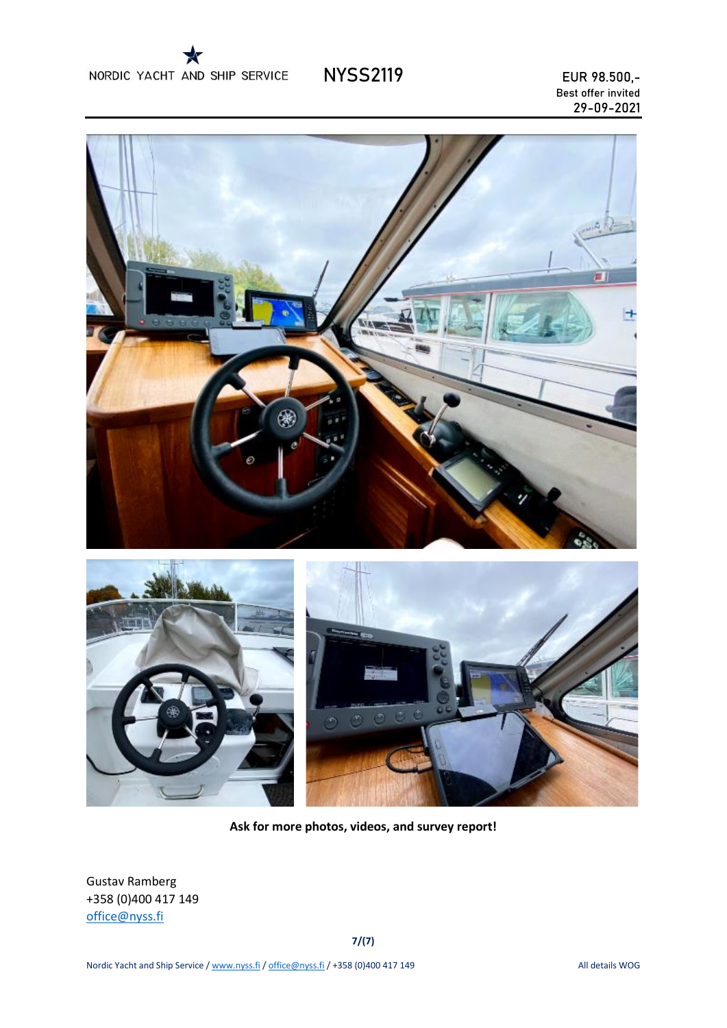**Ask for more photos, videos, and survey report!**

Gustav Ramberg
+358 (0)400 417 149
office@nyss.fi